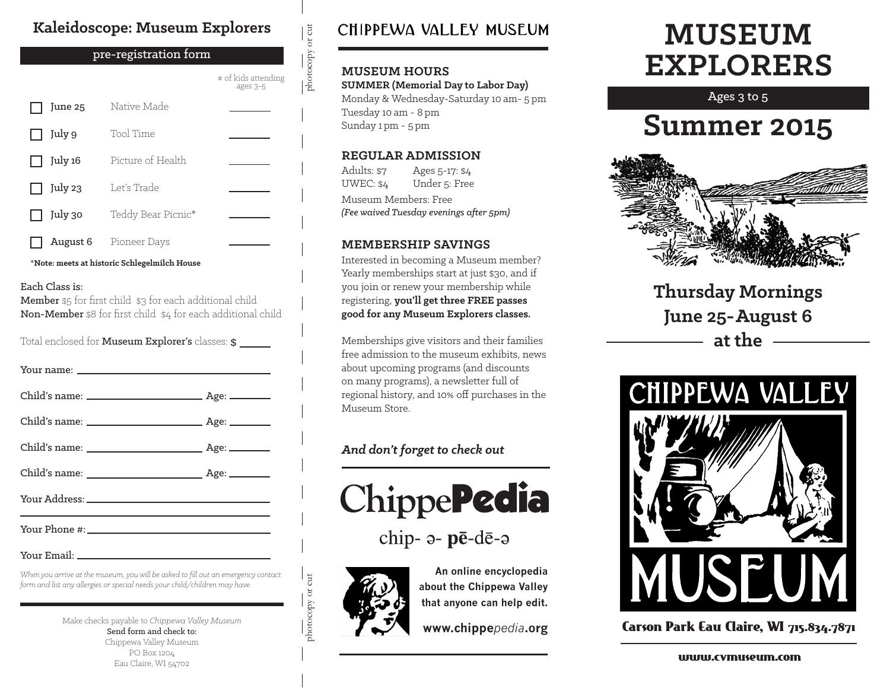## Kaleidoscope: Museum Explorers

**pre-registration form**

| | Date | Class | # of kids attending ages 3-5 |
|---|---|---|---|
| ☐ | June 25 | Native Made | ______ |
| ☐ | July 9 | Tool Time | ______ |
| ☐ | July 16 | Picture of Health | ______ |
| ☐ | July 23 | Let's Trade | ______ |
| ☐ | July 30 | Teddy Bear Picnic* | ______ |
| ☐ | August 6 | Pioneer Days | ______ |

***Note: meets at historic Schlegelmilch House**

Each Class is:

**Member** $5 for first child $3 for each additional child

**Non-Member** $8 for first child $4 for each additional child

Total enclosed for **Museum Explorer's** classes: $ ______

Your name: ______________________

Child's name: ______________ Age: ______

Child's name: ______________ Age: ______

Child's name: ______________ Age: ______

Child's name: ______________ Age: ______

Your Address: ______________________

Your Phone #: ______________________

Your Email: ______________________

*When you arrive at the museum, you will be asked to fill out an emergency contact form and list any allergies or special needs your child/children may have.*

Make checks payable to *Chippewa Valley Museum*

Send form and check to:
Chippewa Valley Museum
PO Box 1204
Eau Claire, WI 54702

photocopy or cut

## CHIPPEWA VALLEY MUSEUM

### MUSEUM HOURS

**SUMMER (Memorial Day to Labor Day)**
Monday & Wednesday-Saturday 10 am- 5 pm
Tuesday 10 am - 8 pm
Sunday 1 pm - 5 pm

### REGULAR ADMISSION

| | |
|---|---|
| Adults: $7 | Ages 5-17: $4 |
| UWEC: $4 | Under 5: Free |

Museum Members: Free
*(Fee waived Tuesday evenings after 5pm)*

### MEMBERSHIP SAVINGS

Interested in becoming a Museum member? Yearly memberships start at just $30, and if you join or renew your membership while registering, **you'll get three FREE passes good for any Museum Explorers classes.**

Memberships give visitors and their families free admission to the museum exhibits, news about upcoming programs (and discounts on many programs), a newsletter full of regional history, and 10% off purchases in the Museum Store.

***And don't forget to check out***

# Chippe**Pedia**

chip- ə- **pē**-dē-ə

**An online encyclopedia about the Chippewa Valley that anyone can help edit.**

**www.chippe*pedia*.org**

# MUSEUM EXPLORERS

Ages 3 to 5

# Summer 2015

## Thursday Mornings June 25-August 6 at the

# CHIPPEWA VALLEY MUSEUM

**Carson Park Eau Claire, WI 715.834.7871**

**www.cvmuseum.com**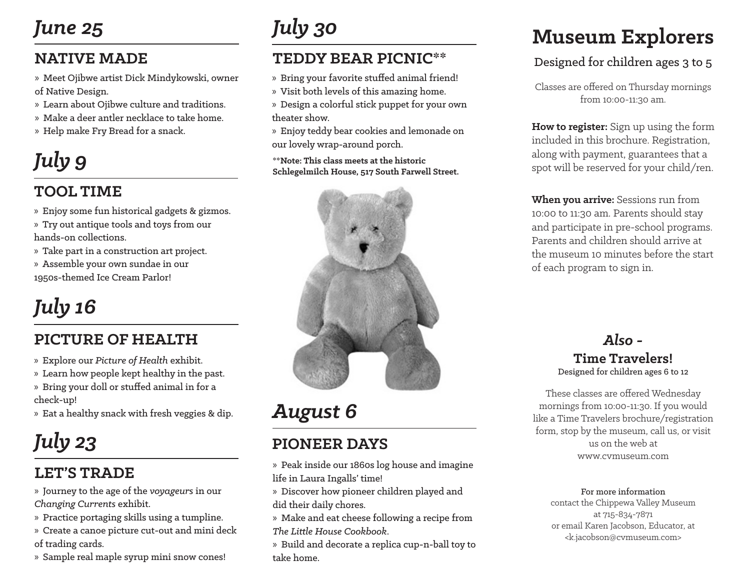## *June 25*

### NATIVE MADE

» Meet Ojibwe artist Dick Mindykowski, owner of Native Design.
» Learn about Ojibwe culture and traditions.
» Make a deer antler necklace to take home.
» Help make Fry Bread for a snack.

## *July 9*

### TOOL TIME

» Enjoy some fun historical gadgets & gizmos.
» Try out antique tools and toys from our hands-on collections.
» Take part in a construction art project.
» Assemble your own sundae in our 1950s-themed Ice Cream Parlor!

## *July 16*

### PICTURE OF HEALTH

» Explore our *Picture of Health* exhibit.
» Learn how people kept healthy in the past.
» Bring your doll or stuffed animal in for a check-up!
» Eat a healthy snack with fresh veggies & dip.

## *July 23*

### LET'S TRADE

» Journey to the age of the *voyageurs* in our *Changing Currents* exhibit.
» Practice portaging skills using a tumpline.
» Create a canoe picture cut-out and mini deck of trading cards.
» Sample real maple syrup mini snow cones!

## *July 30*

### TEDDY BEAR PICNIC**

» Bring your favorite stuffed animal friend!
» Visit both levels of this amazing home.
» Design a colorful stick puppet for your own theater show.
» Enjoy teddy bear cookies and lemonade on our lovely wrap-around porch.

****Note: This class meets at the historic Schlegelmilch House, 517 South Farwell Street.**

## *August 6*

### PIONEER DAYS

» Peak inside our 1860s log house and imagine life in Laura Ingalls' time!
» Discover how pioneer children played and did their daily chores.
» Make and eat cheese following a recipe from *The Little House Cookbook*.
» Build and decorate a replica cup-n-ball toy to take home.

# Museum Explorers

Designed for children ages 3 to 5

Classes are offered on Thursday mornings from 10:00-11:30 am.

**How to register:** Sign up using the form included in this brochure. Registration, along with payment, guarantees that a spot will be reserved for your child/ren.

**When you arrive:** Sessions run from 10:00 to 11:30 am. Parents should stay and participate in pre-school programs. Parents and children should arrive at the museum 10 minutes before the start of each program to sign in.

***Also –***

**Time Travelers!**

**Designed for children ages 6 to 12**

These classes are offered Wednesday mornings from 10:00-11:30. If you would like a Time Travelers brochure/registration form, stop by the museum, call us, or visit us on the web at www.cvmuseum.com

**For more information**
contact the Chippewa Valley Museum at 715-834-7871 or email Karen Jacobson, Educator, at <k.jacobson@cvmuseum.com>